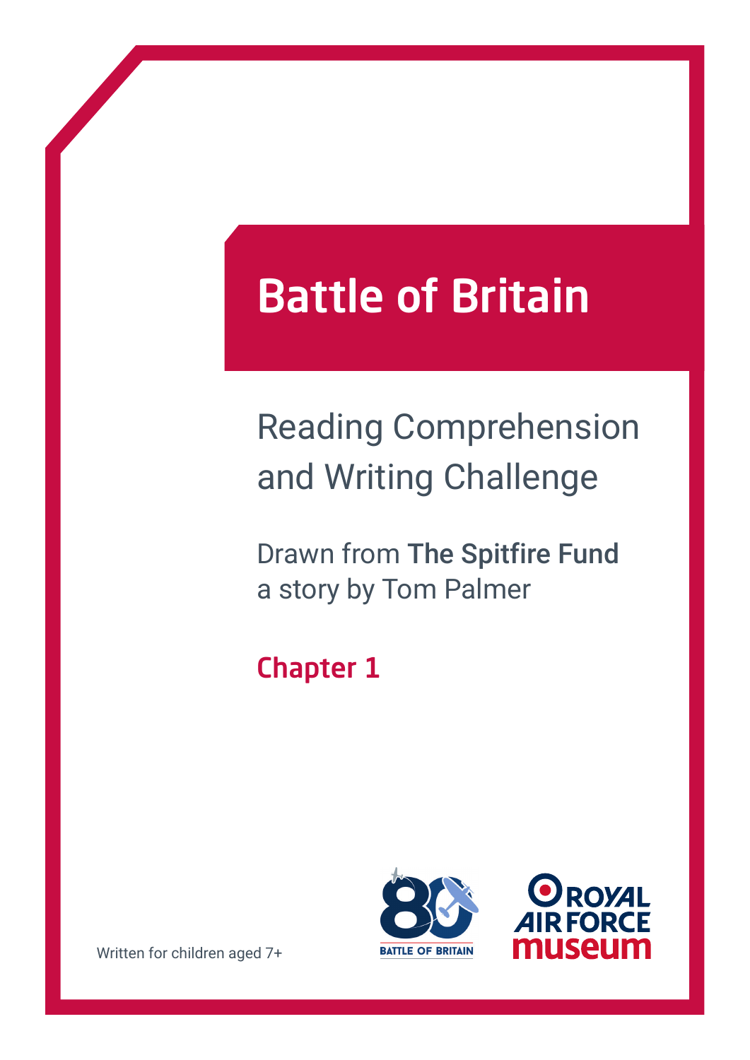# Battle of Britain

## Reading Comprehension and Writing Challenge

Drawn from **The Spitfire Fund**
a story by Tom Palmer

### Chapter 1

Written for children aged 7+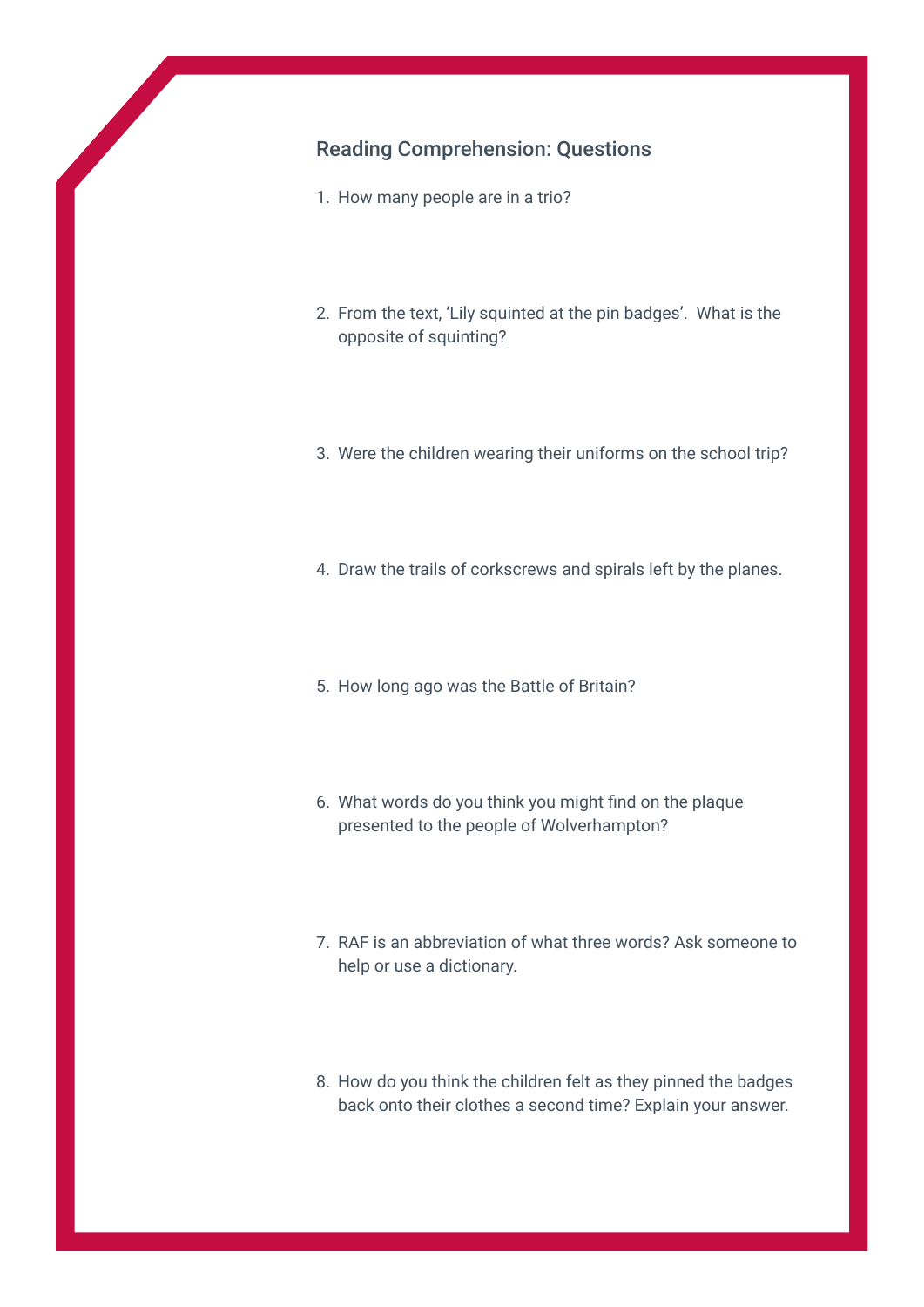## Reading Comprehension: Questions

1. How many people are in a trio?

2. From the text, 'Lily squinted at the pin badges'. What is the opposite of squinting?

3. Were the children wearing their uniforms on the school trip?

4. Draw the trails of corkscrews and spirals left by the planes.

5. How long ago was the Battle of Britain?

6. What words do you think you might find on the plaque presented to the people of Wolverhampton?

7. RAF is an abbreviation of what three words? Ask someone to help or use a dictionary.

8. How do you think the children felt as they pinned the badges back onto their clothes a second time? Explain your answer.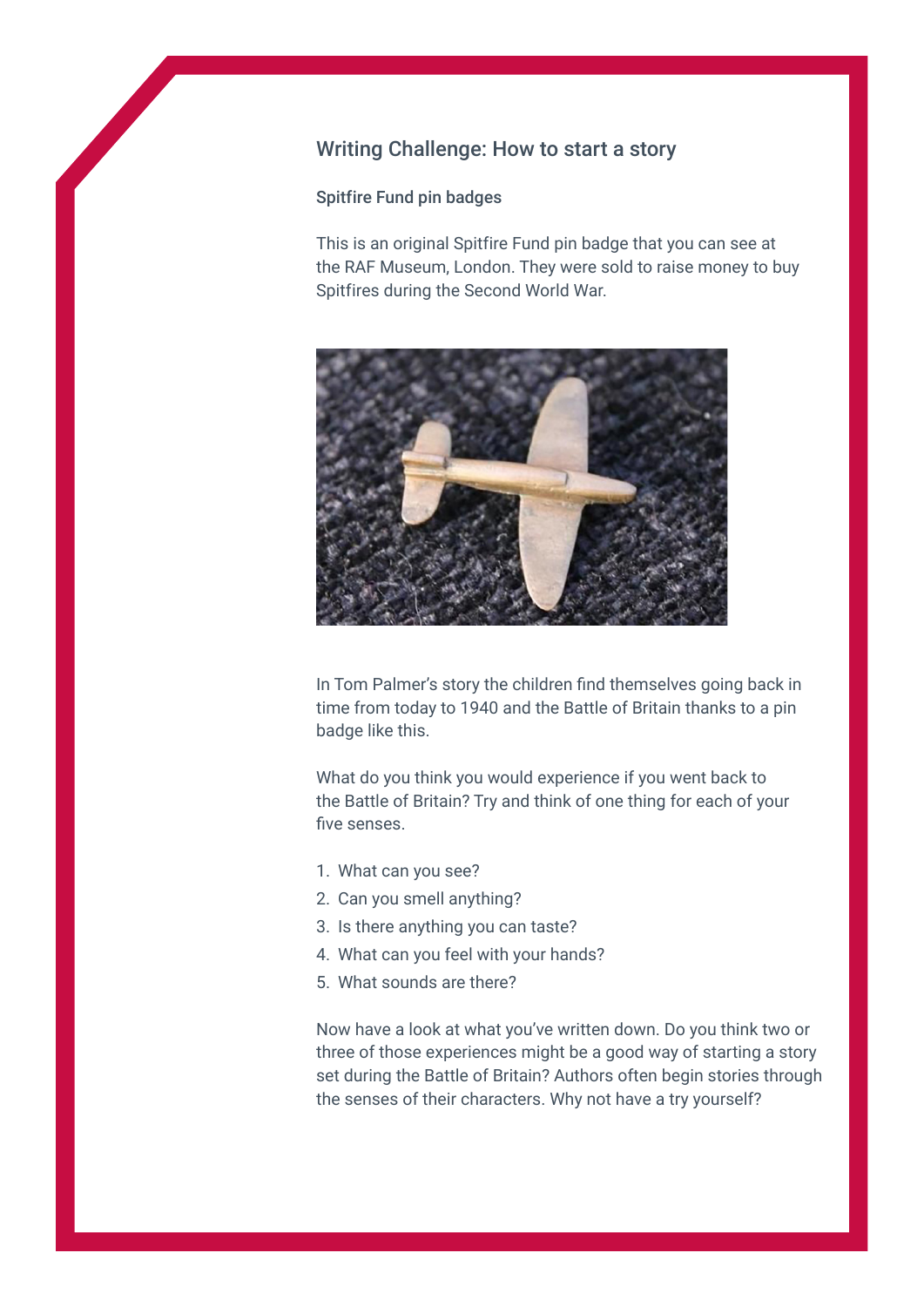## Writing Challenge: How to start a story

### Spitfire Fund pin badges

This is an original Spitfire Fund pin badge that you can see at the RAF Museum, London. They were sold to raise money to buy Spitfires during the Second World War.

In Tom Palmer's story the children find themselves going back in time from today to 1940 and the Battle of Britain thanks to a pin badge like this.

What do you think you would experience if you went back to the Battle of Britain? Try and think of one thing for each of your five senses.

1. What can you see?
2. Can you smell anything?
3. Is there anything you can taste?
4. What can you feel with your hands?
5. What sounds are there?

Now have a look at what you've written down. Do you think two or three of those experiences might be a good way of starting a story set during the Battle of Britain? Authors often begin stories through the senses of their characters. Why not have a try yourself?